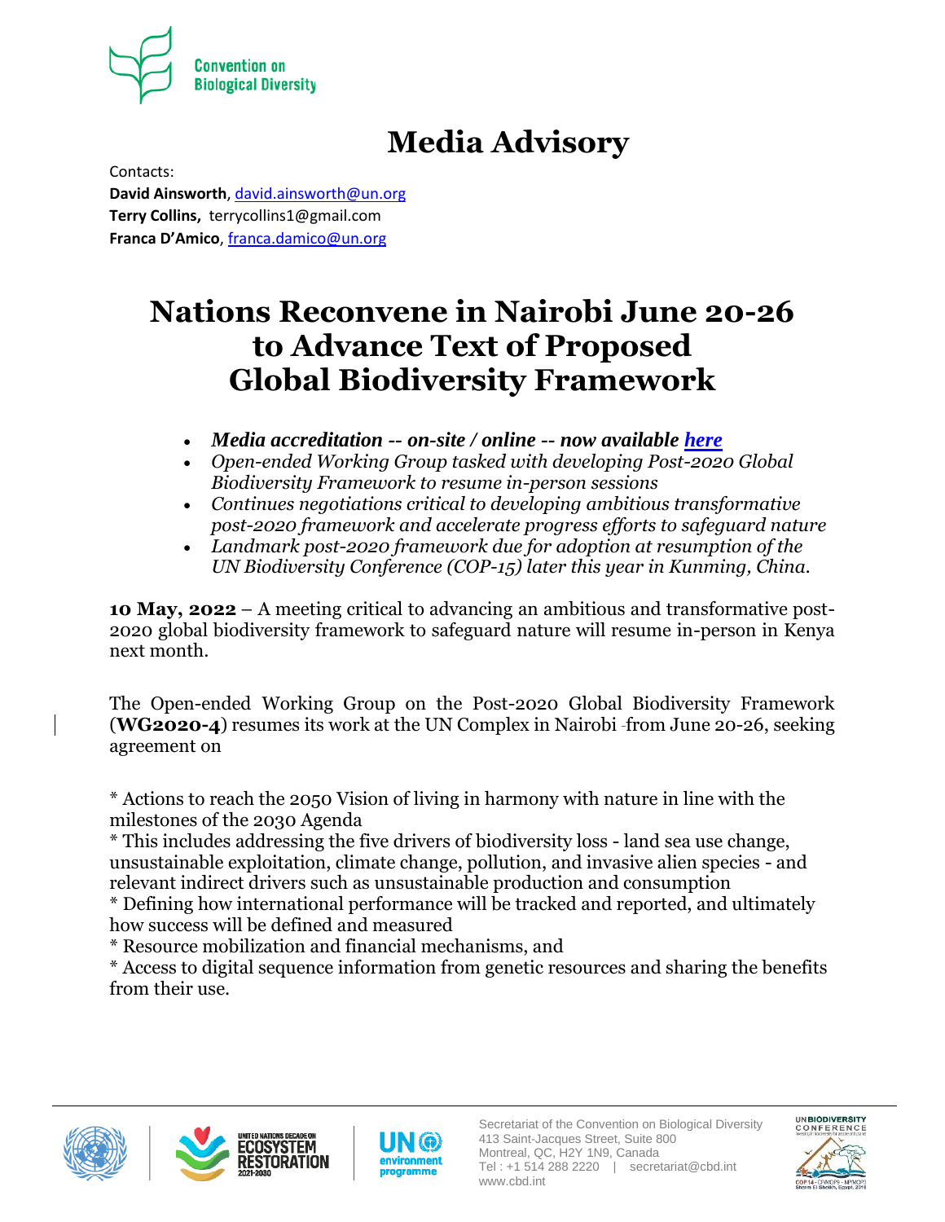Convention on Biological Diversity

# Media Advisory

Contacts:
**David Ainsworth**, david.ainsworth@un.org
**Terry Collins,** terrycollins1@gmail.com
**Franca D'Amico**, franca.damico@un.org

# Nations Reconvene in Nairobi June 20-26 to Advance Text of Proposed Global Biodiversity Framework

- ***Media accreditation -- on-site / online -- now available here***
- *Open-ended Working Group tasked with developing Post-2020 Global Biodiversity Framework to resume in-person sessions*
- *Continues negotiations critical to developing ambitious transformative post-2020 framework and accelerate progress efforts to safeguard nature*
- *Landmark post-2020 framework due for adoption at resumption of the UN Biodiversity Conference (COP-15) later this year in Kunming, China.*

**10 May, 2022** – A meeting critical to advancing an ambitious and transformative post-2020 global biodiversity framework to safeguard nature will resume in-person in Kenya next month.

The Open-ended Working Group on the Post-2020 Global Biodiversity Framework (**WG2020-4**) resumes its work at the UN Complex in Nairobi from June 20-26, seeking agreement on

* Actions to reach the 2050 Vision of living in harmony with nature in line with the milestones of the 2030 Agenda
* This includes addressing the five drivers of biodiversity loss - land sea use change, unsustainable exploitation, climate change, pollution, and invasive alien species - and relevant indirect drivers such as unsustainable production and consumption
* Defining how international performance will be tracked and reported, and ultimately how success will be defined and measured
* Resource mobilization and financial mechanisms, and
* Access to digital sequence information from genetic resources and sharing the benefits from their use.

Secretariat of the Convention on Biological Diversity
413 Saint-Jacques Street, Suite 800
Montreal, QC, H2Y 1N9, Canada
Tel : +1 514 288 2220 | secretariat@cbd.int
www.cbd.int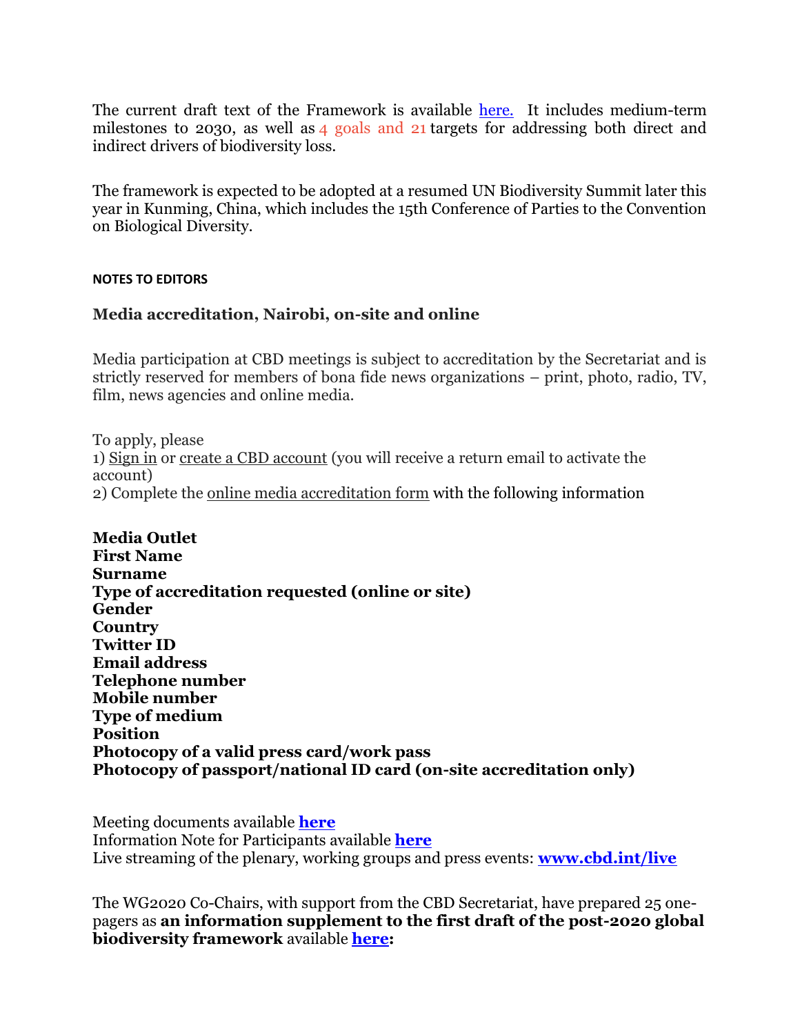The current draft text of the Framework is available [here.](#) It includes medium-term milestones to 2030, as well as 4 goals and 21 targets for addressing both direct and indirect drivers of biodiversity loss.

The framework is expected to be adopted at a resumed UN Biodiversity Summit later this year in Kunming, China, which includes the 15th Conference of Parties to the Convention on Biological Diversity.

#### NOTES TO EDITORS

### Media accreditation, Nairobi, on-site and online

Media participation at CBD meetings is subject to accreditation by the Secretariat and is strictly reserved for members of bona fide news organizations – print, photo, radio, TV, film, news agencies and online media.

To apply, please
1) Sign in or create a CBD account (you will receive a return email to activate the account)
2) Complete the online media accreditation form with the following information

**Media Outlet**
**First Name**
**Surname**
**Type of accreditation requested (online or site)**
**Gender**
**Country**
**Twitter ID**
**Email address**
**Telephone number**
**Mobile number**
**Type of medium**
**Position**
**Photocopy of a valid press card/work pass**
**Photocopy of passport/national ID card (on-site accreditation only)**

Meeting documents available **here**
Information Note for Participants available **here**
Live streaming of the plenary, working groups and press events: **www.cbd.int/live**

The WG2020 Co-Chairs, with support from the CBD Secretariat, have prepared 25 one-pagers as **an information supplement to the first draft of the post-2020 global biodiversity framework** available **here:**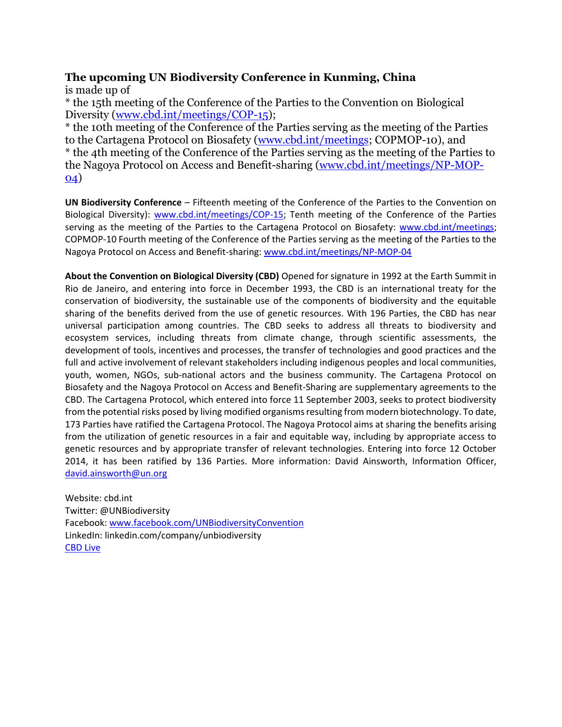**The upcoming UN Biodiversity Conference in Kunming, China**

is made up of

* the 15th meeting of the Conference of the Parties to the Convention on Biological Diversity (www.cbd.int/meetings/COP-15);
* the 10th meeting of the Conference of the Parties serving as the meeting of the Parties to the Cartagena Protocol on Biosafety (www.cbd.int/meetings; COPMOP-10), and
* the 4th meeting of the Conference of the Parties serving as the meeting of the Parties to the Nagoya Protocol on Access and Benefit-sharing (www.cbd.int/meetings/NP-MOP-04)

**UN Biodiversity Conference** – Fifteenth meeting of the Conference of the Parties to the Convention on Biological Diversity): www.cbd.int/meetings/COP-15; Tenth meeting of the Conference of the Parties serving as the meeting of the Parties to the Cartagena Protocol on Biosafety: www.cbd.int/meetings; COPMOP-10 Fourth meeting of the Conference of the Parties serving as the meeting of the Parties to the Nagoya Protocol on Access and Benefit-sharing: www.cbd.int/meetings/NP-MOP-04

**About the Convention on Biological Diversity (CBD)** Opened for signature in 1992 at the Earth Summit in Rio de Janeiro, and entering into force in December 1993, the CBD is an international treaty for the conservation of biodiversity, the sustainable use of the components of biodiversity and the equitable sharing of the benefits derived from the use of genetic resources. With 196 Parties, the CBD has near universal participation among countries. The CBD seeks to address all threats to biodiversity and ecosystem services, including threats from climate change, through scientific assessments, the development of tools, incentives and processes, the transfer of technologies and good practices and the full and active involvement of relevant stakeholders including indigenous peoples and local communities, youth, women, NGOs, sub-national actors and the business community. The Cartagena Protocol on Biosafety and the Nagoya Protocol on Access and Benefit-Sharing are supplementary agreements to the CBD. The Cartagena Protocol, which entered into force 11 September 2003, seeks to protect biodiversity from the potential risks posed by living modified organisms resulting from modern biotechnology. To date, 173 Parties have ratified the Cartagena Protocol. The Nagoya Protocol aims at sharing the benefits arising from the utilization of genetic resources in a fair and equitable way, including by appropriate access to genetic resources and by appropriate transfer of relevant technologies. Entering into force 12 October 2014, it has been ratified by 136 Parties. More information: David Ainsworth, Information Officer, david.ainsworth@un.org

Website: cbd.int
Twitter: @UNBiodiversity
Facebook: www.facebook.com/UNBiodiversityConvention
LinkedIn: linkedin.com/company/unbiodiversity
CBD Live